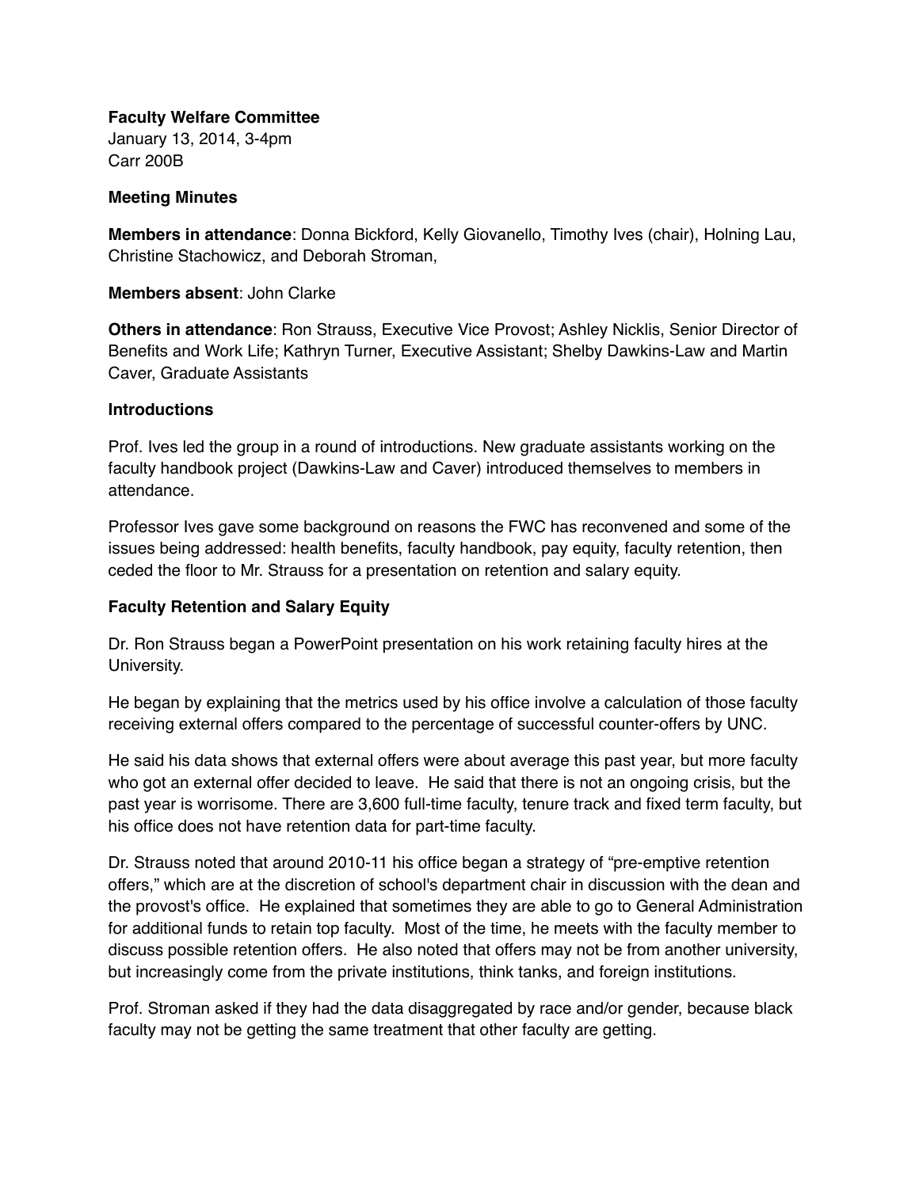**Faculty Welfare Committee**
January 13, 2014, 3-4pm
Carr 200B

**Meeting Minutes**

**Members in attendance**: Donna Bickford, Kelly Giovanello, Timothy Ives (chair), Holning Lau, Christine Stachowicz, and Deborah Stroman,

**Members absent**: John Clarke

**Others in attendance**: Ron Strauss, Executive Vice Provost; Ashley Nicklis, Senior Director of Benefits and Work Life; Kathryn Turner, Executive Assistant; Shelby Dawkins-Law and Martin Caver, Graduate Assistants

**Introductions**

Prof. Ives led the group in a round of introductions. New graduate assistants working on the faculty handbook project (Dawkins-Law and Caver) introduced themselves to members in attendance.

Professor Ives gave some background on reasons the FWC has reconvened and some of the issues being addressed: health benefits, faculty handbook, pay equity, faculty retention, then ceded the floor to Mr. Strauss for a presentation on retention and salary equity.

**Faculty Retention and Salary Equity**

Dr. Ron Strauss began a PowerPoint presentation on his work retaining faculty hires at the University.

He began by explaining that the metrics used by his office involve a calculation of those faculty receiving external offers compared to the percentage of successful counter-offers by UNC.

He said his data shows that external offers were about average this past year, but more faculty who got an external offer decided to leave. He said that there is not an ongoing crisis, but the past year is worrisome. There are 3,600 full-time faculty, tenure track and fixed term faculty, but his office does not have retention data for part-time faculty.

Dr. Strauss noted that around 2010-11 his office began a strategy of "pre-emptive retention offers," which are at the discretion of school's department chair in discussion with the dean and the provost's office. He explained that sometimes they are able to go to General Administration for additional funds to retain top faculty. Most of the time, he meets with the faculty member to discuss possible retention offers. He also noted that offers may not be from another university, but increasingly come from the private institutions, think tanks, and foreign institutions.

Prof. Stroman asked if they had the data disaggregated by race and/or gender, because black faculty may not be getting the same treatment that other faculty are getting.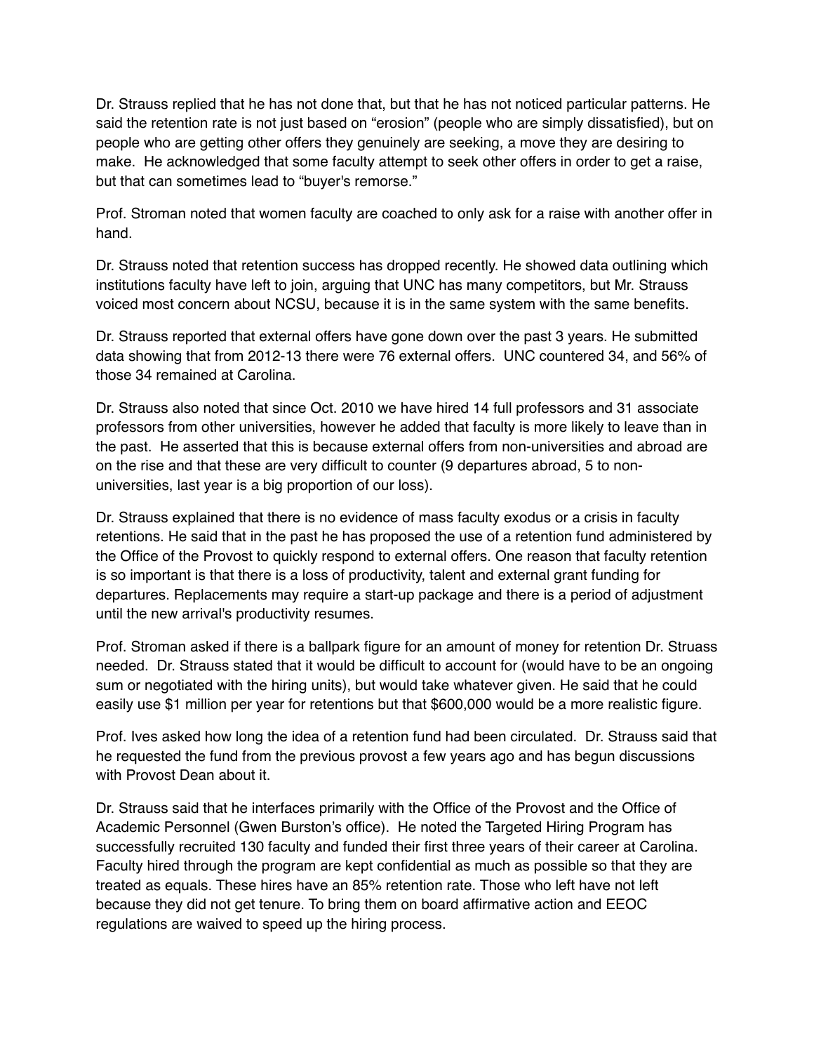Dr. Strauss replied that he has not done that, but that he has not noticed particular patterns. He said the retention rate is not just based on "erosion" (people who are simply dissatisfied), but on people who are getting other offers they genuinely are seeking, a move they are desiring to make. He acknowledged that some faculty attempt to seek other offers in order to get a raise, but that can sometimes lead to "buyer's remorse."

Prof. Stroman noted that women faculty are coached to only ask for a raise with another offer in hand.

Dr. Strauss noted that retention success has dropped recently. He showed data outlining which institutions faculty have left to join, arguing that UNC has many competitors, but Mr. Strauss voiced most concern about NCSU, because it is in the same system with the same benefits.

Dr. Strauss reported that external offers have gone down over the past 3 years. He submitted data showing that from 2012-13 there were 76 external offers. UNC countered 34, and 56% of those 34 remained at Carolina.

Dr. Strauss also noted that since Oct. 2010 we have hired 14 full professors and 31 associate professors from other universities, however he added that faculty is more likely to leave than in the past. He asserted that this is because external offers from non-universities and abroad are on the rise and that these are very difficult to counter (9 departures abroad, 5 to non-universities, last year is a big proportion of our loss).

Dr. Strauss explained that there is no evidence of mass faculty exodus or a crisis in faculty retentions. He said that in the past he has proposed the use of a retention fund administered by the Office of the Provost to quickly respond to external offers. One reason that faculty retention is so important is that there is a loss of productivity, talent and external grant funding for departures. Replacements may require a start-up package and there is a period of adjustment until the new arrival's productivity resumes.

Prof. Stroman asked if there is a ballpark figure for an amount of money for retention Dr. Struass needed. Dr. Strauss stated that it would be difficult to account for (would have to be an ongoing sum or negotiated with the hiring units), but would take whatever given. He said that he could easily use $1 million per year for retentions but that $600,000 would be a more realistic figure.

Prof. Ives asked how long the idea of a retention fund had been circulated. Dr. Strauss said that he requested the fund from the previous provost a few years ago and has begun discussions with Provost Dean about it.

Dr. Strauss said that he interfaces primarily with the Office of the Provost and the Office of Academic Personnel (Gwen Burston's office). He noted the Targeted Hiring Program has successfully recruited 130 faculty and funded their first three years of their career at Carolina. Faculty hired through the program are kept confidential as much as possible so that they are treated as equals. These hires have an 85% retention rate. Those who left have not left because they did not get tenure. To bring them on board affirmative action and EEOC regulations are waived to speed up the hiring process.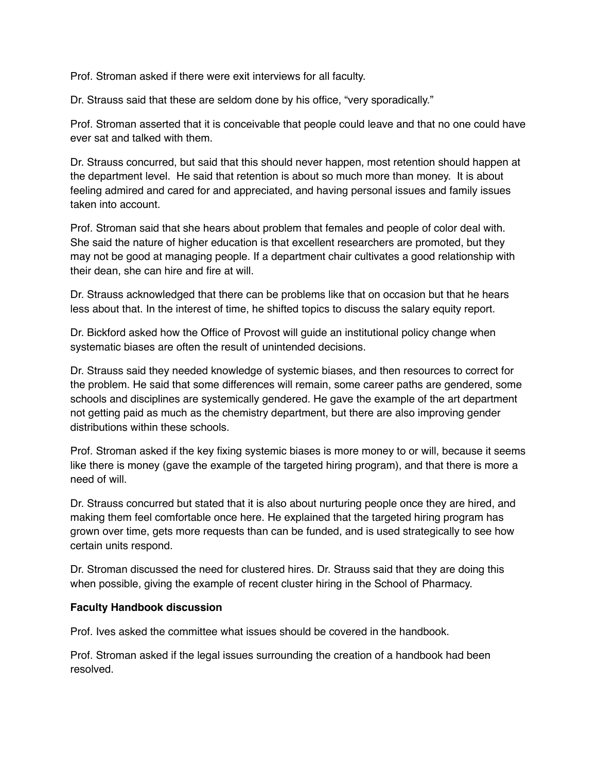Prof. Stroman asked if there were exit interviews for all faculty.

Dr. Strauss said that these are seldom done by his office, "very sporadically."

Prof. Stroman asserted that it is conceivable that people could leave and that no one could have ever sat and talked with them.

Dr. Strauss concurred, but said that this should never happen, most retention should happen at the department level. He said that retention is about so much more than money. It is about feeling admired and cared for and appreciated, and having personal issues and family issues taken into account.

Prof. Stroman said that she hears about problem that females and people of color deal with. She said the nature of higher education is that excellent researchers are promoted, but they may not be good at managing people. If a department chair cultivates a good relationship with their dean, she can hire and fire at will.

Dr. Strauss acknowledged that there can be problems like that on occasion but that he hears less about that. In the interest of time, he shifted topics to discuss the salary equity report.

Dr. Bickford asked how the Office of Provost will guide an institutional policy change when systematic biases are often the result of unintended decisions.

Dr. Strauss said they needed knowledge of systemic biases, and then resources to correct for the problem. He said that some differences will remain, some career paths are gendered, some schools and disciplines are systemically gendered. He gave the example of the art department not getting paid as much as the chemistry department, but there are also improving gender distributions within these schools.

Prof. Stroman asked if the key fixing systemic biases is more money to or will, because it seems like there is money (gave the example of the targeted hiring program), and that there is more a need of will.

Dr. Strauss concurred but stated that it is also about nurturing people once they are hired, and making them feel comfortable once here. He explained that the targeted hiring program has grown over time, gets more requests than can be funded, and is used strategically to see how certain units respond.

Dr. Stroman discussed the need for clustered hires. Dr. Strauss said that they are doing this when possible, giving the example of recent cluster hiring in the School of Pharmacy.

**Faculty Handbook discussion**

Prof. Ives asked the committee what issues should be covered in the handbook.

Prof. Stroman asked if the legal issues surrounding the creation of a handbook had been resolved.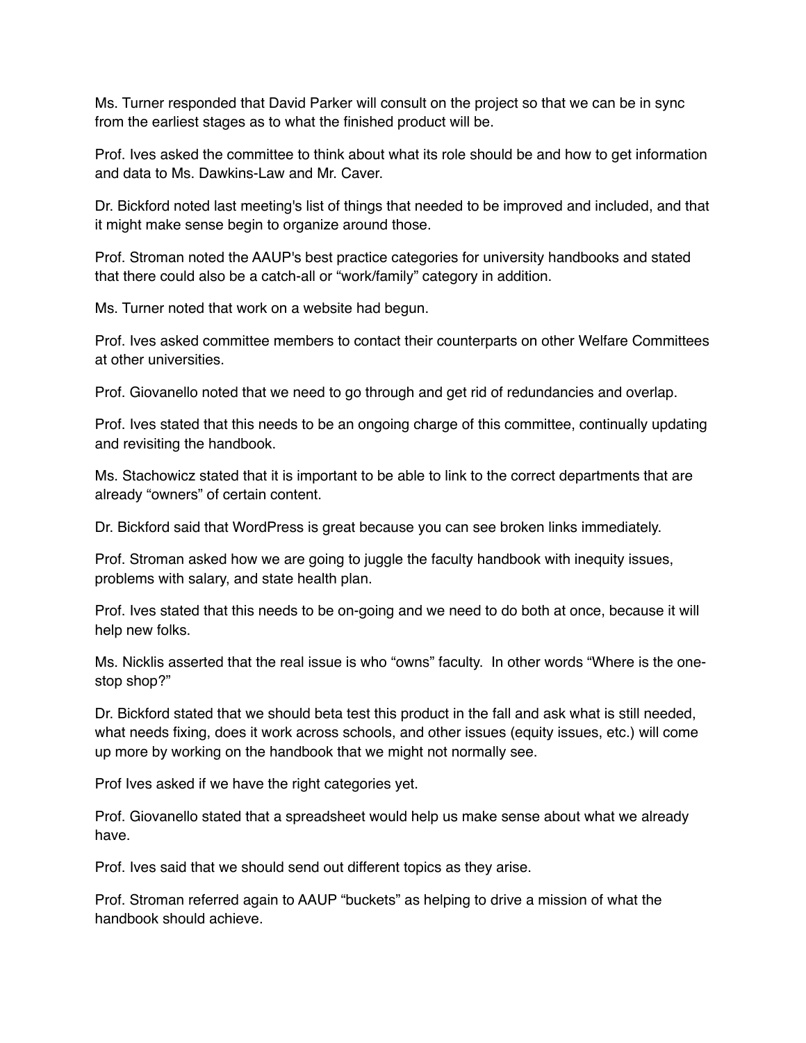Ms. Turner responded that David Parker will consult on the project so that we can be in sync from the earliest stages as to what the finished product will be.

Prof. Ives asked the committee to think about what its role should be and how to get information and data to Ms. Dawkins-Law and Mr. Caver.

Dr. Bickford noted last meeting's list of things that needed to be improved and included, and that it might make sense begin to organize around those.

Prof. Stroman noted the AAUP's best practice categories for university handbooks and stated that there could also be a catch-all or "work/family" category in addition.

Ms. Turner noted that work on a website had begun.

Prof. Ives asked committee members to contact their counterparts on other Welfare Committees at other universities.

Prof. Giovanello noted that we need to go through and get rid of redundancies and overlap.

Prof. Ives stated that this needs to be an ongoing charge of this committee, continually updating and revisiting the handbook.

Ms. Stachowicz stated that it is important to be able to link to the correct departments that are already "owners" of certain content.

Dr. Bickford said that WordPress is great because you can see broken links immediately.

Prof. Stroman asked how we are going to juggle the faculty handbook with inequity issues, problems with salary, and state health plan.

Prof. Ives stated that this needs to be on-going and we need to do both at once, because it will help new folks.

Ms. Nicklis asserted that the real issue is who "owns" faculty. In other words "Where is the one-stop shop?"

Dr. Bickford stated that we should beta test this product in the fall and ask what is still needed, what needs fixing, does it work across schools, and other issues (equity issues, etc.) will come up more by working on the handbook that we might not normally see.

Prof Ives asked if we have the right categories yet.

Prof. Giovanello stated that a spreadsheet would help us make sense about what we already have.

Prof. Ives said that we should send out different topics as they arise.

Prof. Stroman referred again to AAUP "buckets" as helping to drive a mission of what the handbook should achieve.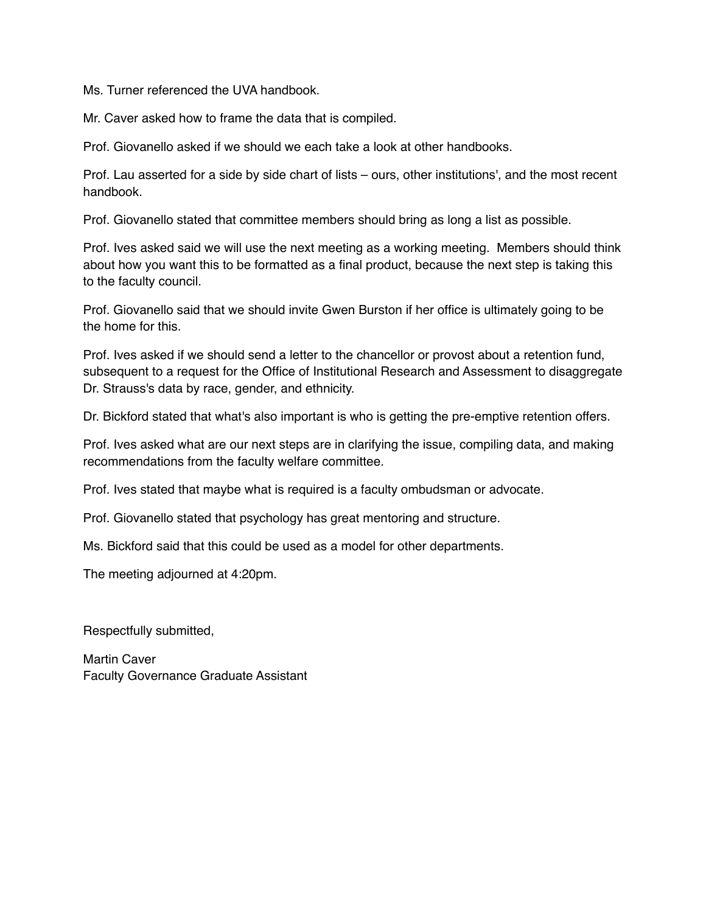Ms. Turner referenced the UVA handbook.

Mr. Caver asked how to frame the data that is compiled.

Prof. Giovanello asked if we should we each take a look at other handbooks.

Prof. Lau asserted for a side by side chart of lists – ours, other institutions', and the most recent handbook.

Prof. Giovanello stated that committee members should bring as long a list as possible.

Prof. Ives asked said we will use the next meeting as a working meeting. Members should think about how you want this to be formatted as a final product, because the next step is taking this to the faculty council.

Prof. Giovanello said that we should invite Gwen Burston if her office is ultimately going to be the home for this.

Prof. Ives asked if we should send a letter to the chancellor or provost about a retention fund, subsequent to a request for the Office of Institutional Research and Assessment to disaggregate Dr. Strauss's data by race, gender, and ethnicity.

Dr. Bickford stated that what's also important is who is getting the pre-emptive retention offers.

Prof. Ives asked what are our next steps are in clarifying the issue, compiling data, and making recommendations from the faculty welfare committee.

Prof. Ives stated that maybe what is required is a faculty ombudsman or advocate.

Prof. Giovanello stated that psychology has great mentoring and structure.

Ms. Bickford said that this could be used as a model for other departments.

The meeting adjourned at 4:20pm.

Respectfully submitted,

Martin Caver
Faculty Governance Graduate Assistant